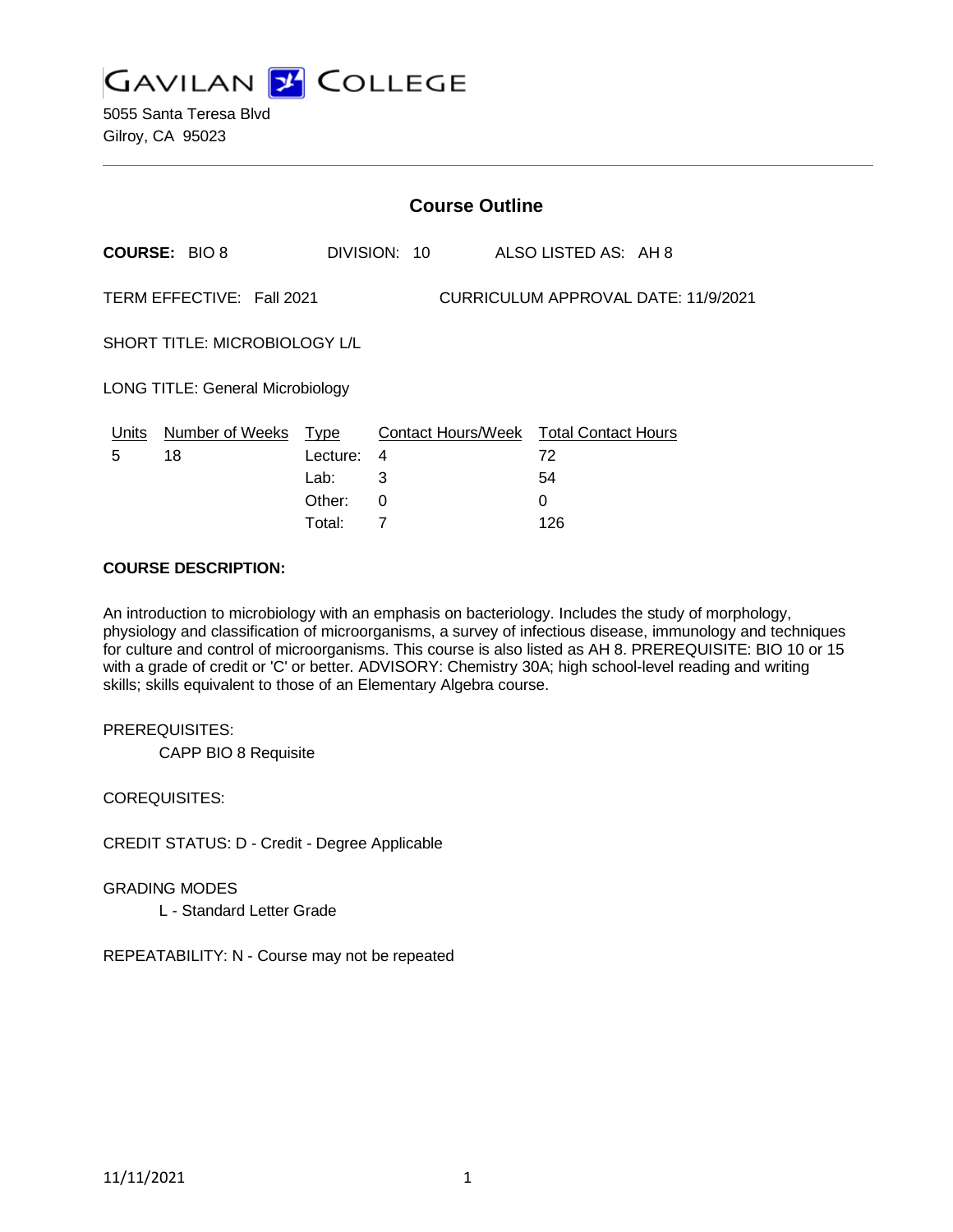# GAVILAN COLLEGE

5055 Santa Teresa Blvd
Gilroy, CA 95023

## Course Outline

**COURSE:** BIO 8 DIVISION: 10 ALSO LISTED AS: AH 8

TERM EFFECTIVE: Fall 2021 CURRICULUM APPROVAL DATE: 11/9/2021

SHORT TITLE: MICROBIOLOGY L/L

LONG TITLE: General Microbiology

| Units | Number of Weeks | Type | Contact Hours/Week | Total Contact Hours |
|---|---|---|---|---|
| 5 | 18 | Lecture: | 4 | 72 |
| | | Lab: | 3 | 54 |
| | | Other: | 0 | 0 |
| | | Total: | 7 | 126 |

**COURSE DESCRIPTION:**

An introduction to microbiology with an emphasis on bacteriology. Includes the study of morphology, physiology and classification of microorganisms, a survey of infectious disease, immunology and techniques for culture and control of microorganisms. This course is also listed as AH 8. PREREQUISITE: BIO 10 or 15 with a grade of credit or 'C' or better. ADVISORY: Chemistry 30A; high school-level reading and writing skills; skills equivalent to those of an Elementary Algebra course.

PREREQUISITES:

CAPP BIO 8 Requisite

COREQUISITES:

CREDIT STATUS: D - Credit - Degree Applicable

GRADING MODES

L - Standard Letter Grade

REPEATABILITY: N - Course may not be repeated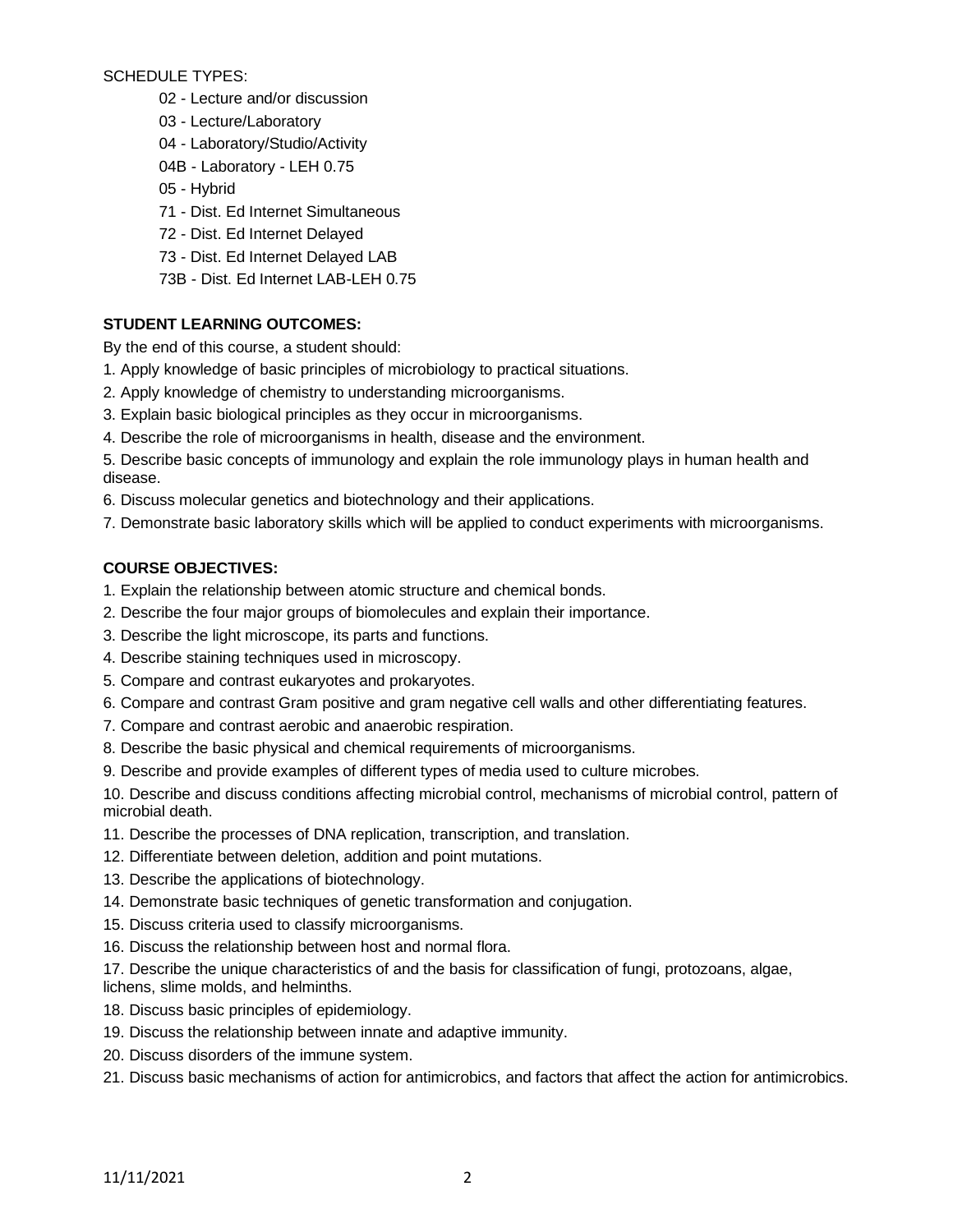SCHEDULE TYPES:

- 02 - Lecture and/or discussion
- 03 - Lecture/Laboratory
- 04 - Laboratory/Studio/Activity
- 04B - Laboratory - LEH 0.75
- 05 - Hybrid
- 71 - Dist. Ed Internet Simultaneous
- 72 - Dist. Ed Internet Delayed
- 73 - Dist. Ed Internet Delayed LAB
- 73B - Dist. Ed Internet LAB-LEH 0.75

**STUDENT LEARNING OUTCOMES:**

By the end of this course, a student should:

1. Apply knowledge of basic principles of microbiology to practical situations.
2. Apply knowledge of chemistry to understanding microorganisms.
3. Explain basic biological principles as they occur in microorganisms.
4. Describe the role of microorganisms in health, disease and the environment.
5. Describe basic concepts of immunology and explain the role immunology plays in human health and disease.
6. Discuss molecular genetics and biotechnology and their applications.
7. Demonstrate basic laboratory skills which will be applied to conduct experiments with microorganisms.

**COURSE OBJECTIVES:**

1. Explain the relationship between atomic structure and chemical bonds.
2. Describe the four major groups of biomolecules and explain their importance.
3. Describe the light microscope, its parts and functions.
4. Describe staining techniques used in microscopy.
5. Compare and contrast eukaryotes and prokaryotes.
6. Compare and contrast Gram positive and gram negative cell walls and other differentiating features.
7. Compare and contrast aerobic and anaerobic respiration.
8. Describe the basic physical and chemical requirements of microorganisms.
9. Describe and provide examples of different types of media used to culture microbes.
10. Describe and discuss conditions affecting microbial control, mechanisms of microbial control, pattern of microbial death.
11. Describe the processes of DNA replication, transcription, and translation.
12. Differentiate between deletion, addition and point mutations.
13. Describe the applications of biotechnology.
14. Demonstrate basic techniques of genetic transformation and conjugation.
15. Discuss criteria used to classify microorganisms.
16. Discuss the relationship between host and normal flora.
17. Describe the unique characteristics of and the basis for classification of fungi, protozoans, algae, lichens, slime molds, and helminths.
18. Discuss basic principles of epidemiology.
19. Discuss the relationship between innate and adaptive immunity.
20. Discuss disorders of the immune system.
21. Discuss basic mechanisms of action for antimicrobics, and factors that affect the action for antimicrobics.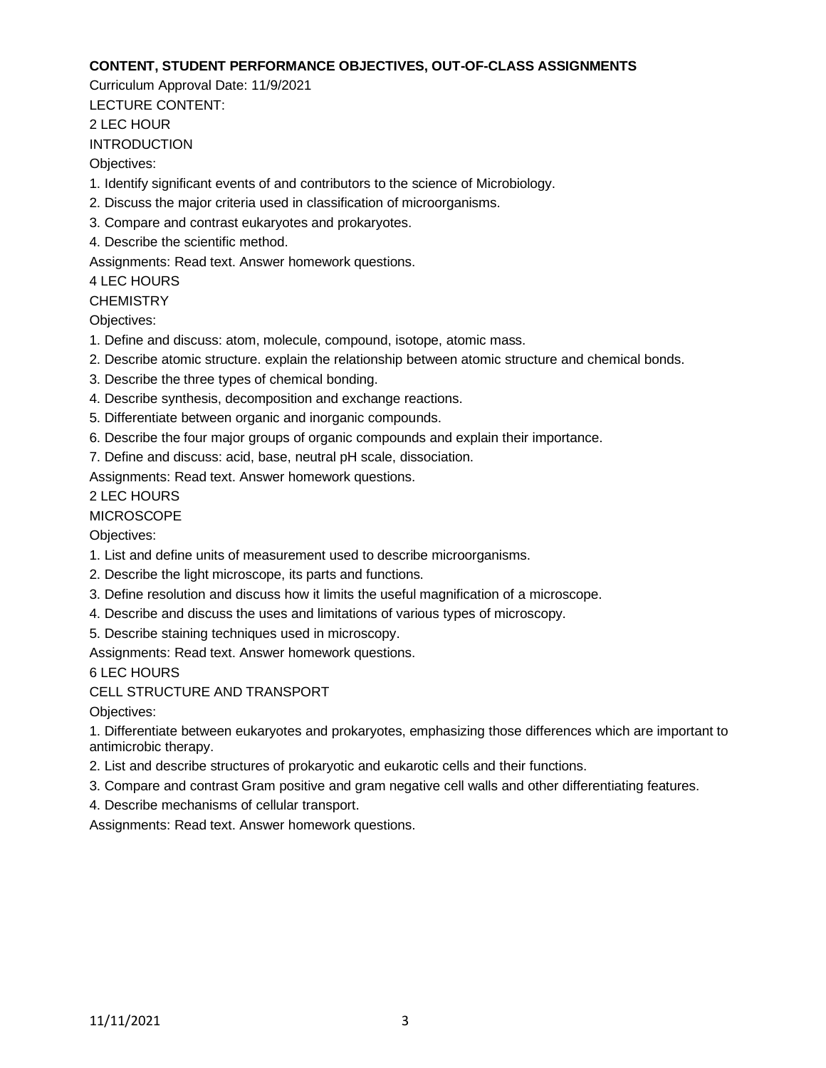**CONTENT, STUDENT PERFORMANCE OBJECTIVES, OUT-OF-CLASS ASSIGNMENTS**

Curriculum Approval Date: 11/9/2021

LECTURE CONTENT:

2 LEC HOUR

INTRODUCTION

Objectives:

1. Identify significant events of and contributors to the science of Microbiology.
2. Discuss the major criteria used in classification of microorganisms.
3. Compare and contrast eukaryotes and prokaryotes.
4. Describe the scientific method.

Assignments: Read text. Answer homework questions.

4 LEC HOURS

CHEMISTRY

Objectives:

1. Define and discuss: atom, molecule, compound, isotope, atomic mass.
2. Describe atomic structure. explain the relationship between atomic structure and chemical bonds.
3. Describe the three types of chemical bonding.
4. Describe synthesis, decomposition and exchange reactions.
5. Differentiate between organic and inorganic compounds.
6. Describe the four major groups of organic compounds and explain their importance.
7. Define and discuss: acid, base, neutral pH scale, dissociation.

Assignments: Read text. Answer homework questions.

2 LEC HOURS

MICROSCOPE

Objectives:

1. List and define units of measurement used to describe microorganisms.
2. Describe the light microscope, its parts and functions.
3. Define resolution and discuss how it limits the useful magnification of a microscope.
4. Describe and discuss the uses and limitations of various types of microscopy.
5. Describe staining techniques used in microscopy.

Assignments: Read text. Answer homework questions.

6 LEC HOURS

CELL STRUCTURE AND TRANSPORT

Objectives:

1. Differentiate between eukaryotes and prokaryotes, emphasizing those differences which are important to antimicrobic therapy.
2. List and describe structures of prokaryotic and eukarotic cells and their functions.
3. Compare and contrast Gram positive and gram negative cell walls and other differentiating features.
4. Describe mechanisms of cellular transport.

Assignments: Read text. Answer homework questions.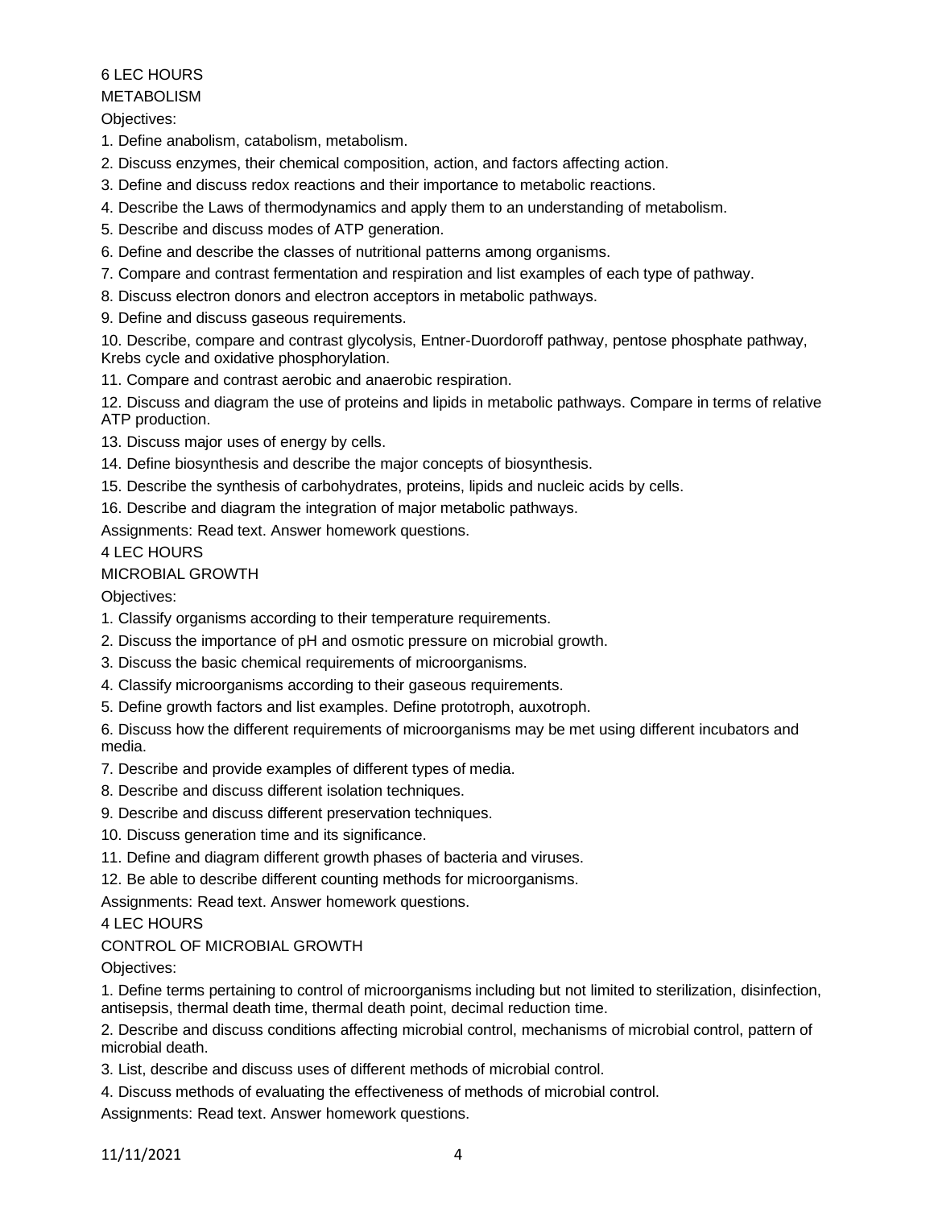6 LEC HOURS

METABOLISM

Objectives:

1. Define anabolism, catabolism, metabolism.
2. Discuss enzymes, their chemical composition, action, and factors affecting action.
3. Define and discuss redox reactions and their importance to metabolic reactions.
4. Describe the Laws of thermodynamics and apply them to an understanding of metabolism.
5. Describe and discuss modes of ATP generation.
6. Define and describe the classes of nutritional patterns among organisms.
7. Compare and contrast fermentation and respiration and list examples of each type of pathway.
8. Discuss electron donors and electron acceptors in metabolic pathways.
9. Define and discuss gaseous requirements.
10. Describe, compare and contrast glycolysis, Entner-Duordoroff pathway, pentose phosphate pathway, Krebs cycle and oxidative phosphorylation.
11. Compare and contrast aerobic and anaerobic respiration.
12. Discuss and diagram the use of proteins and lipids in metabolic pathways. Compare in terms of relative ATP production.
13. Discuss major uses of energy by cells.
14. Define biosynthesis and describe the major concepts of biosynthesis.
15. Describe the synthesis of carbohydrates, proteins, lipids and nucleic acids by cells.
16. Describe and diagram the integration of major metabolic pathways.

Assignments: Read text. Answer homework questions.

4 LEC HOURS

MICROBIAL GROWTH

Objectives:

1. Classify organisms according to their temperature requirements.
2. Discuss the importance of pH and osmotic pressure on microbial growth.
3. Discuss the basic chemical requirements of microorganisms.
4. Classify microorganisms according to their gaseous requirements.
5. Define growth factors and list examples. Define prototroph, auxotroph.
6. Discuss how the different requirements of microorganisms may be met using different incubators and media.
7. Describe and provide examples of different types of media.
8. Describe and discuss different isolation techniques.
9. Describe and discuss different preservation techniques.
10. Discuss generation time and its significance.
11. Define and diagram different growth phases of bacteria and viruses.
12. Be able to describe different counting methods for microorganisms.

Assignments: Read text. Answer homework questions.

4 LEC HOURS

CONTROL OF MICROBIAL GROWTH

Objectives:

1. Define terms pertaining to control of microorganisms including but not limited to sterilization, disinfection, antisepsis, thermal death time, thermal death point, decimal reduction time.
2. Describe and discuss conditions affecting microbial control, mechanisms of microbial control, pattern of microbial death.
3. List, describe and discuss uses of different methods of microbial control.
4. Discuss methods of evaluating the effectiveness of methods of microbial control.

Assignments: Read text. Answer homework questions.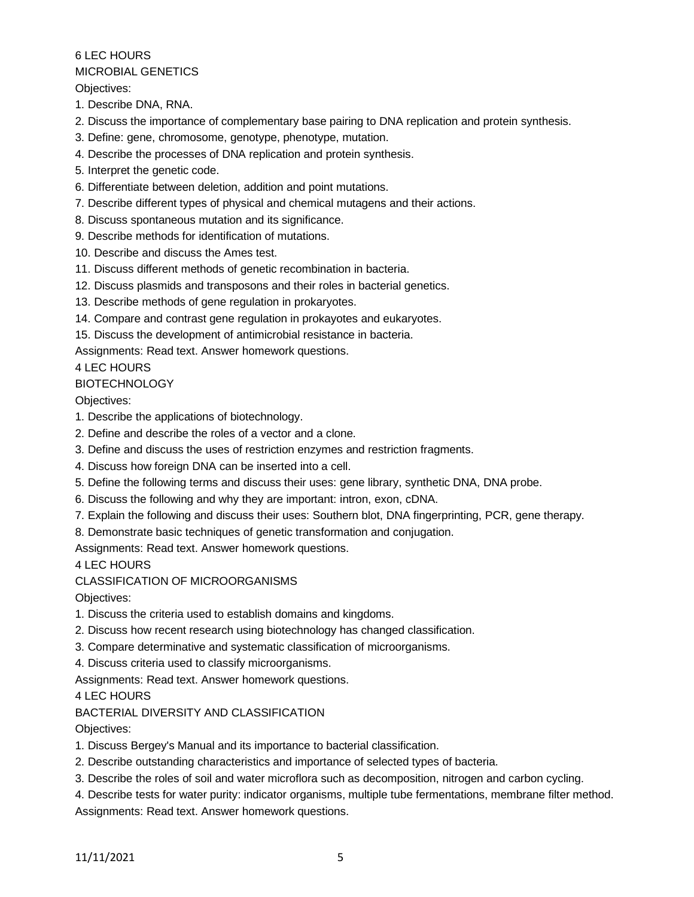6 LEC HOURS

MICROBIAL GENETICS

Objectives:

1. Describe DNA, RNA.
2. Discuss the importance of complementary base pairing to DNA replication and protein synthesis.
3. Define: gene, chromosome, genotype, phenotype, mutation.
4. Describe the processes of DNA replication and protein synthesis.
5. Interpret the genetic code.
6. Differentiate between deletion, addition and point mutations.
7. Describe different types of physical and chemical mutagens and their actions.
8. Discuss spontaneous mutation and its significance.
9. Describe methods for identification of mutations.
10. Describe and discuss the Ames test.
11. Discuss different methods of genetic recombination in bacteria.
12. Discuss plasmids and transposons and their roles in bacterial genetics.
13. Describe methods of gene regulation in prokaryotes.
14. Compare and contrast gene regulation in prokayotes and eukaryotes.
15. Discuss the development of antimicrobial resistance in bacteria.

Assignments: Read text. Answer homework questions.

4 LEC HOURS

BIOTECHNOLOGY

Objectives:

1. Describe the applications of biotechnology.
2. Define and describe the roles of a vector and a clone.
3. Define and discuss the uses of restriction enzymes and restriction fragments.
4. Discuss how foreign DNA can be inserted into a cell.
5. Define the following terms and discuss their uses: gene library, synthetic DNA, DNA probe.
6. Discuss the following and why they are important: intron, exon, cDNA.
7. Explain the following and discuss their uses: Southern blot, DNA fingerprinting, PCR, gene therapy.
8. Demonstrate basic techniques of genetic transformation and conjugation.

Assignments: Read text. Answer homework questions.

4 LEC HOURS

CLASSIFICATION OF MICROORGANISMS

Objectives:

1. Discuss the criteria used to establish domains and kingdoms.
2. Discuss how recent research using biotechnology has changed classification.
3. Compare determinative and systematic classification of microorganisms.
4. Discuss criteria used to classify microorganisms.

Assignments: Read text. Answer homework questions.

4 LEC HOURS

BACTERIAL DIVERSITY AND CLASSIFICATION

Objectives:

1. Discuss Bergey's Manual and its importance to bacterial classification.
2. Describe outstanding characteristics and importance of selected types of bacteria.
3. Describe the roles of soil and water microflora such as decomposition, nitrogen and carbon cycling.
4. Describe tests for water purity: indicator organisms, multiple tube fermentations, membrane filter method.

Assignments: Read text. Answer homework questions.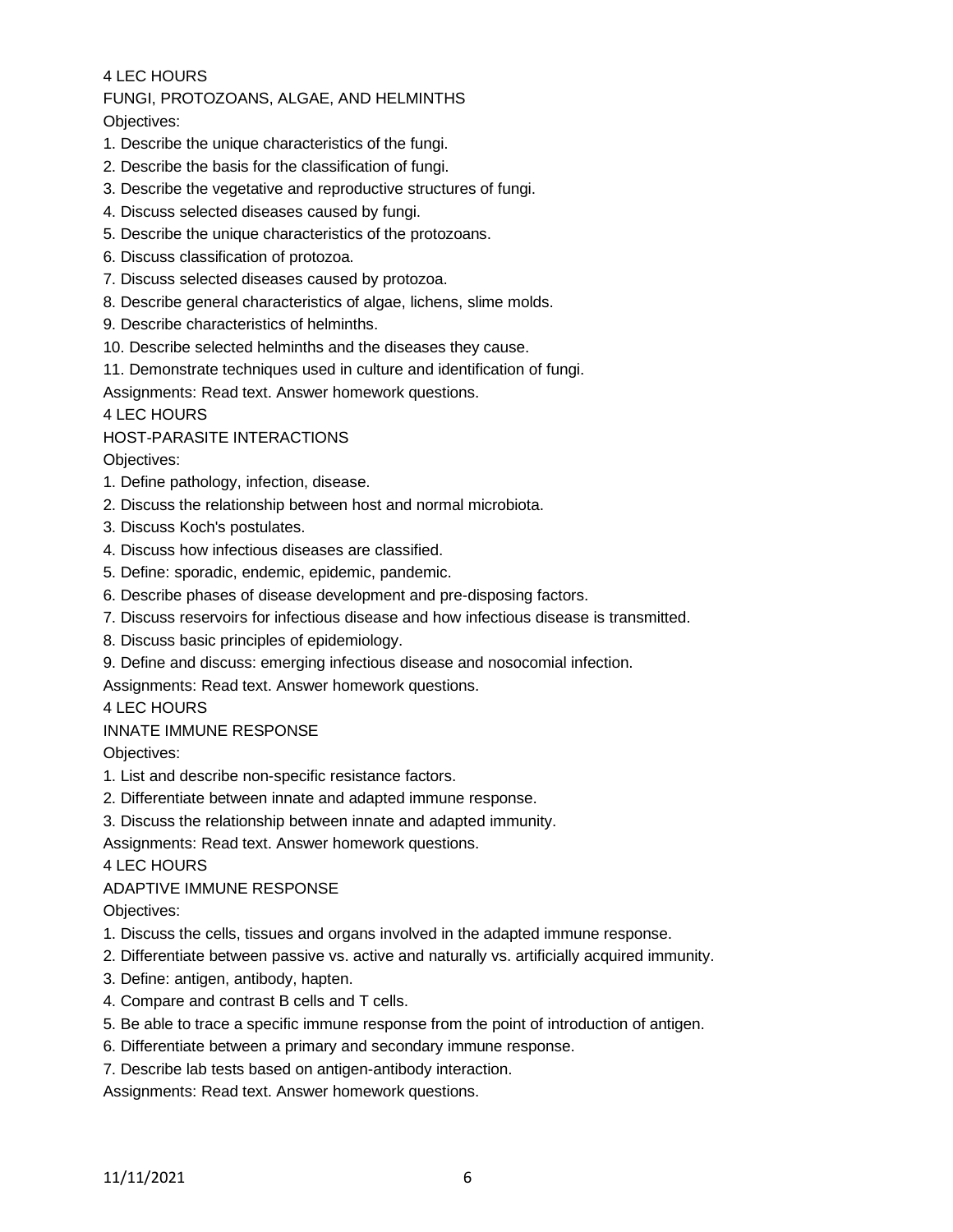4 LEC HOURS

FUNGI, PROTOZOANS, ALGAE, AND HELMINTHS

Objectives:

1. Describe the unique characteristics of the fungi.
2. Describe the basis for the classification of fungi.
3. Describe the vegetative and reproductive structures of fungi.
4. Discuss selected diseases caused by fungi.
5. Describe the unique characteristics of the protozoans.
6. Discuss classification of protozoa.
7. Discuss selected diseases caused by protozoa.
8. Describe general characteristics of algae, lichens, slime molds.
9. Describe characteristics of helminths.
10. Describe selected helminths and the diseases they cause.
11. Demonstrate techniques used in culture and identification of fungi.

Assignments: Read text. Answer homework questions.

4 LEC HOURS

HOST-PARASITE INTERACTIONS

Objectives:

1. Define pathology, infection, disease.
2. Discuss the relationship between host and normal microbiota.
3. Discuss Koch's postulates.
4. Discuss how infectious diseases are classified.
5. Define: sporadic, endemic, epidemic, pandemic.
6. Describe phases of disease development and pre-disposing factors.
7. Discuss reservoirs for infectious disease and how infectious disease is transmitted.
8. Discuss basic principles of epidemiology.
9. Define and discuss: emerging infectious disease and nosocomial infection.

Assignments: Read text. Answer homework questions.

4 LEC HOURS

INNATE IMMUNE RESPONSE

Objectives:

1. List and describe non-specific resistance factors.
2. Differentiate between innate and adapted immune response.
3. Discuss the relationship between innate and adapted immunity.

Assignments: Read text. Answer homework questions.

4 LEC HOURS

ADAPTIVE IMMUNE RESPONSE

Objectives:

1. Discuss the cells, tissues and organs involved in the adapted immune response.
2. Differentiate between passive vs. active and naturally vs. artificially acquired immunity.
3. Define: antigen, antibody, hapten.
4. Compare and contrast B cells and T cells.
5. Be able to trace a specific immune response from the point of introduction of antigen.
6. Differentiate between a primary and secondary immune response.
7. Describe lab tests based on antigen-antibody interaction.

Assignments: Read text. Answer homework questions.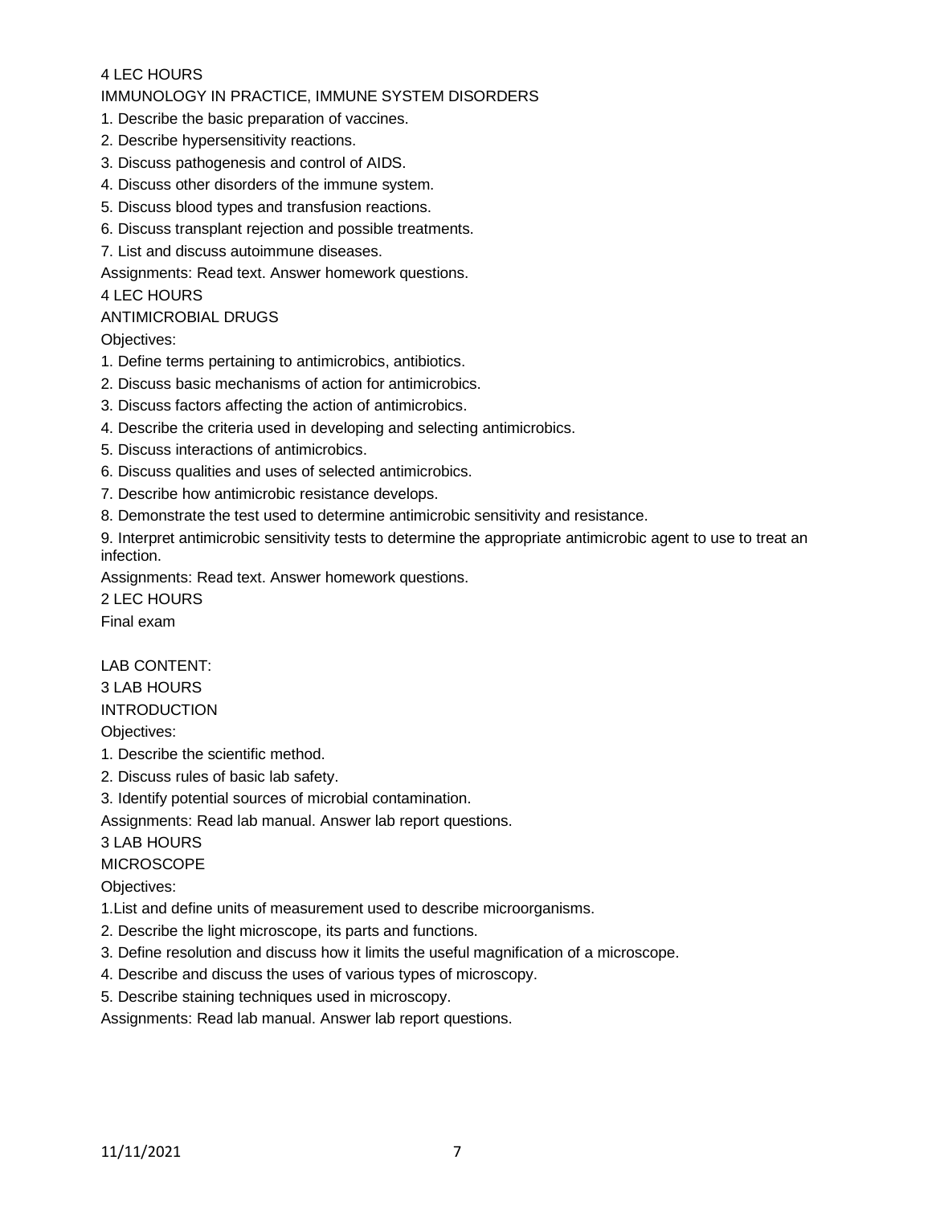4 LEC HOURS

IMMUNOLOGY IN PRACTICE, IMMUNE SYSTEM DISORDERS

1. Describe the basic preparation of vaccines.
2. Describe hypersensitivity reactions.
3. Discuss pathogenesis and control of AIDS.
4. Discuss other disorders of the immune system.
5. Discuss blood types and transfusion reactions.
6. Discuss transplant rejection and possible treatments.
7. List and discuss autoimmune diseases.

Assignments: Read text. Answer homework questions.

4 LEC HOURS

ANTIMICROBIAL DRUGS

Objectives:

1. Define terms pertaining to antimicrobics, antibiotics.
2. Discuss basic mechanisms of action for antimicrobics.
3. Discuss factors affecting the action of antimicrobics.
4. Describe the criteria used in developing and selecting antimicrobics.
5. Discuss interactions of antimicrobics.
6. Discuss qualities and uses of selected antimicrobics.
7. Describe how antimicrobic resistance develops.
8. Demonstrate the test used to determine antimicrobic sensitivity and resistance.
9. Interpret antimicrobic sensitivity tests to determine the appropriate antimicrobic agent to use to treat an infection.

Assignments: Read text. Answer homework questions.

2 LEC HOURS

Final exam

LAB CONTENT:

3 LAB HOURS

INTRODUCTION

Objectives:

1. Describe the scientific method.
2. Discuss rules of basic lab safety.
3. Identify potential sources of microbial contamination.

Assignments: Read lab manual. Answer lab report questions.

3 LAB HOURS

MICROSCOPE

Objectives:

1. List and define units of measurement used to describe microorganisms.
2. Describe the light microscope, its parts and functions.
3. Define resolution and discuss how it limits the useful magnification of a microscope.
4. Describe and discuss the uses of various types of microscopy.
5. Describe staining techniques used in microscopy.

Assignments: Read lab manual. Answer lab report questions.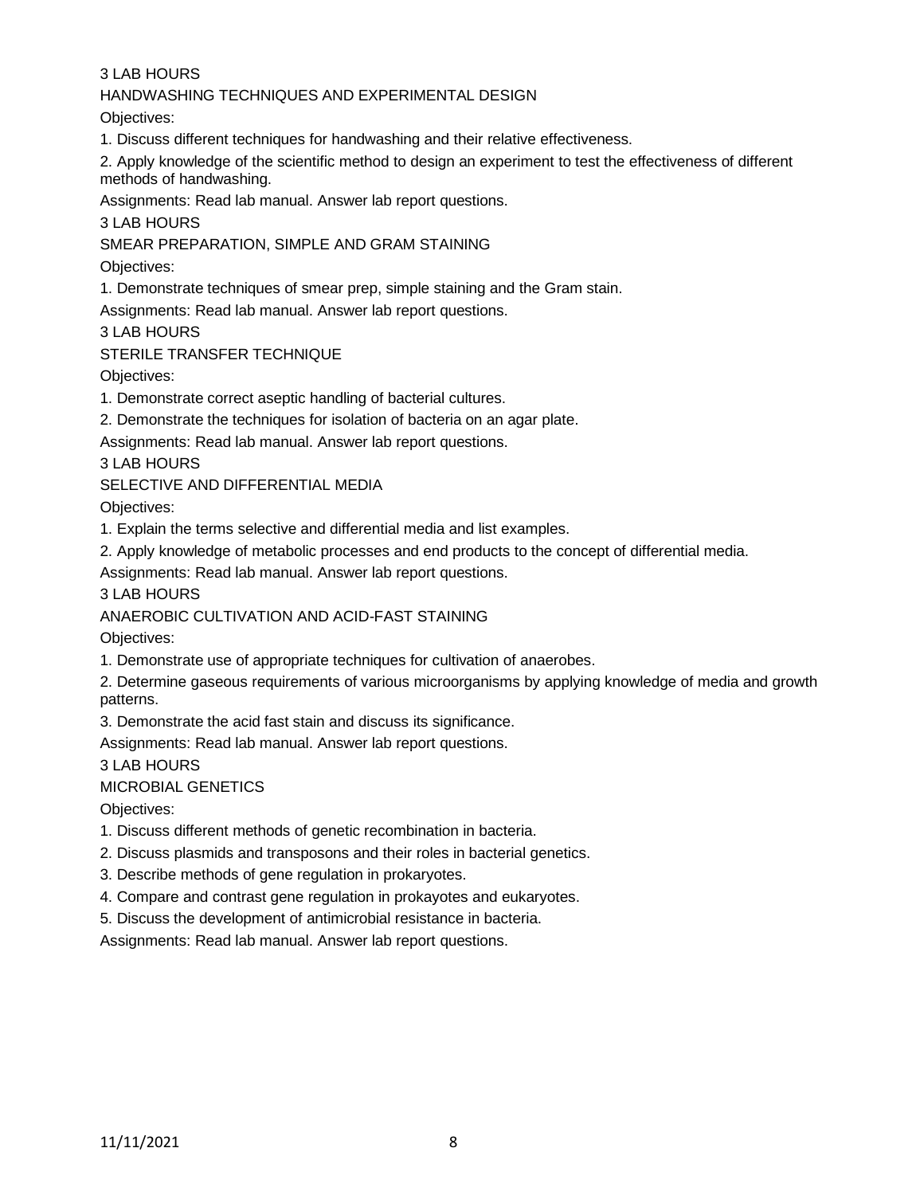3 LAB HOURS

HANDWASHING TECHNIQUES AND EXPERIMENTAL DESIGN

Objectives:

1. Discuss different techniques for handwashing and their relative effectiveness.
2. Apply knowledge of the scientific method to design an experiment to test the effectiveness of different methods of handwashing.

Assignments: Read lab manual. Answer lab report questions.

3 LAB HOURS

SMEAR PREPARATION, SIMPLE AND GRAM STAINING

Objectives:

1. Demonstrate techniques of smear prep, simple staining and the Gram stain.

Assignments: Read lab manual. Answer lab report questions.

3 LAB HOURS

STERILE TRANSFER TECHNIQUE

Objectives:

1. Demonstrate correct aseptic handling of bacterial cultures.
2. Demonstrate the techniques for isolation of bacteria on an agar plate.

Assignments: Read lab manual. Answer lab report questions.

3 LAB HOURS

SELECTIVE AND DIFFERENTIAL MEDIA

Objectives:

1. Explain the terms selective and differential media and list examples.
2. Apply knowledge of metabolic processes and end products to the concept of differential media.

Assignments: Read lab manual. Answer lab report questions.

3 LAB HOURS

ANAEROBIC CULTIVATION AND ACID-FAST STAINING

Objectives:

1. Demonstrate use of appropriate techniques for cultivation of anaerobes.
2. Determine gaseous requirements of various microorganisms by applying knowledge of media and growth patterns.
3. Demonstrate the acid fast stain and discuss its significance.

Assignments: Read lab manual. Answer lab report questions.

3 LAB HOURS

MICROBIAL GENETICS

Objectives:

1. Discuss different methods of genetic recombination in bacteria.
2. Discuss plasmids and transposons and their roles in bacterial genetics.
3. Describe methods of gene regulation in prokaryotes.
4. Compare and contrast gene regulation in prokayotes and eukaryotes.
5. Discuss the development of antimicrobial resistance in bacteria.

Assignments: Read lab manual. Answer lab report questions.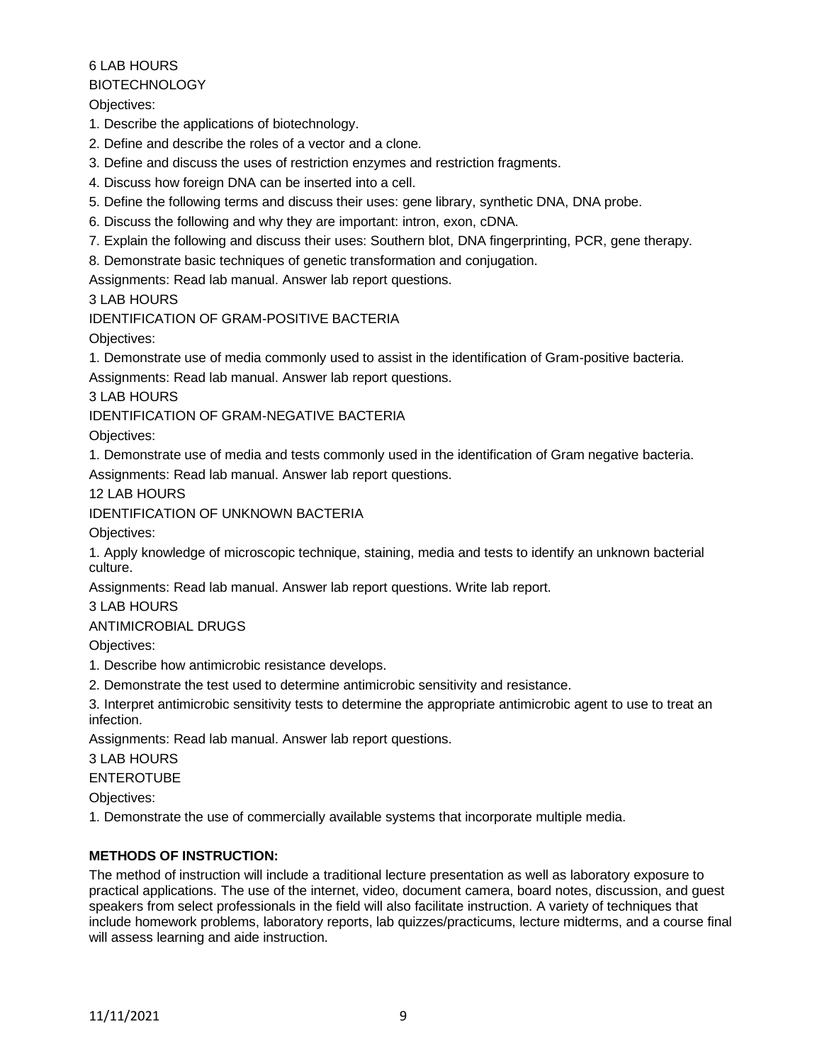6 LAB HOURS

BIOTECHNOLOGY

Objectives:

1. Describe the applications of biotechnology.
2. Define and describe the roles of a vector and a clone.
3. Define and discuss the uses of restriction enzymes and restriction fragments.
4. Discuss how foreign DNA can be inserted into a cell.
5. Define the following terms and discuss their uses: gene library, synthetic DNA, DNA probe.
6. Discuss the following and why they are important: intron, exon, cDNA.
7. Explain the following and discuss their uses: Southern blot, DNA fingerprinting, PCR, gene therapy.
8. Demonstrate basic techniques of genetic transformation and conjugation.

Assignments: Read lab manual. Answer lab report questions.

3 LAB HOURS

IDENTIFICATION OF GRAM-POSITIVE BACTERIA

Objectives:

1. Demonstrate use of media commonly used to assist in the identification of Gram-positive bacteria.

Assignments: Read lab manual. Answer lab report questions.

3 LAB HOURS

IDENTIFICATION OF GRAM-NEGATIVE BACTERIA

Objectives:

1. Demonstrate use of media and tests commonly used in the identification of Gram negative bacteria.

Assignments: Read lab manual. Answer lab report questions.

12 LAB HOURS

IDENTIFICATION OF UNKNOWN BACTERIA

Objectives:

1. Apply knowledge of microscopic technique, staining, media and tests to identify an unknown bacterial culture.

Assignments: Read lab manual. Answer lab report questions. Write lab report.

3 LAB HOURS

ANTIMICROBIAL DRUGS

Objectives:

1. Describe how antimicrobic resistance develops.
2. Demonstrate the test used to determine antimicrobic sensitivity and resistance.
3. Interpret antimicrobic sensitivity tests to determine the appropriate antimicrobic agent to use to treat an infection.

Assignments: Read lab manual. Answer lab report questions.

3 LAB HOURS

ENTEROTUBE

Objectives:

1. Demonstrate the use of commercially available systems that incorporate multiple media.

**METHODS OF INSTRUCTION:**

The method of instruction will include a traditional lecture presentation as well as laboratory exposure to practical applications. The use of the internet, video, document camera, board notes, discussion, and guest speakers from select professionals in the field will also facilitate instruction. A variety of techniques that include homework problems, laboratory reports, lab quizzes/practicums, lecture midterms, and a course final will assess learning and aide instruction.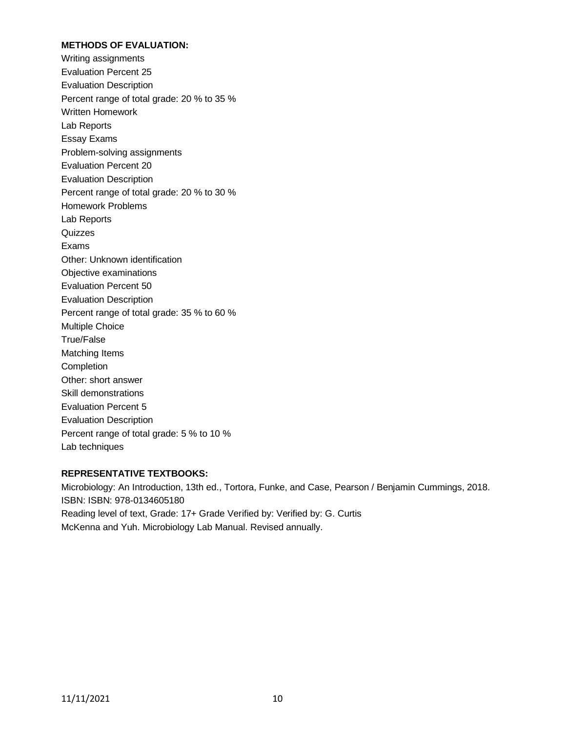**METHODS OF EVALUATION:**

Writing assignments
Evaluation Percent 25
Evaluation Description
Percent range of total grade: 20 % to 35 %
Written Homework
Lab Reports
Essay Exams
Problem-solving assignments
Evaluation Percent 20
Evaluation Description
Percent range of total grade: 20 % to 30 %
Homework Problems
Lab Reports
Quizzes
Exams
Other: Unknown identification
Objective examinations
Evaluation Percent 50
Evaluation Description
Percent range of total grade: 35 % to 60 %
Multiple Choice
True/False
Matching Items
Completion
Other: short answer
Skill demonstrations
Evaluation Percent 5
Evaluation Description
Percent range of total grade: 5 % to 10 %
Lab techniques

**REPRESENTATIVE TEXTBOOKS:**

Microbiology: An Introduction, 13th ed., Tortora, Funke, and Case, Pearson / Benjamin Cummings, 2018.
ISBN: ISBN: 978-0134605180
Reading level of text, Grade: 17+ Grade Verified by: Verified by: G. Curtis
McKenna and Yuh. Microbiology Lab Manual. Revised annually.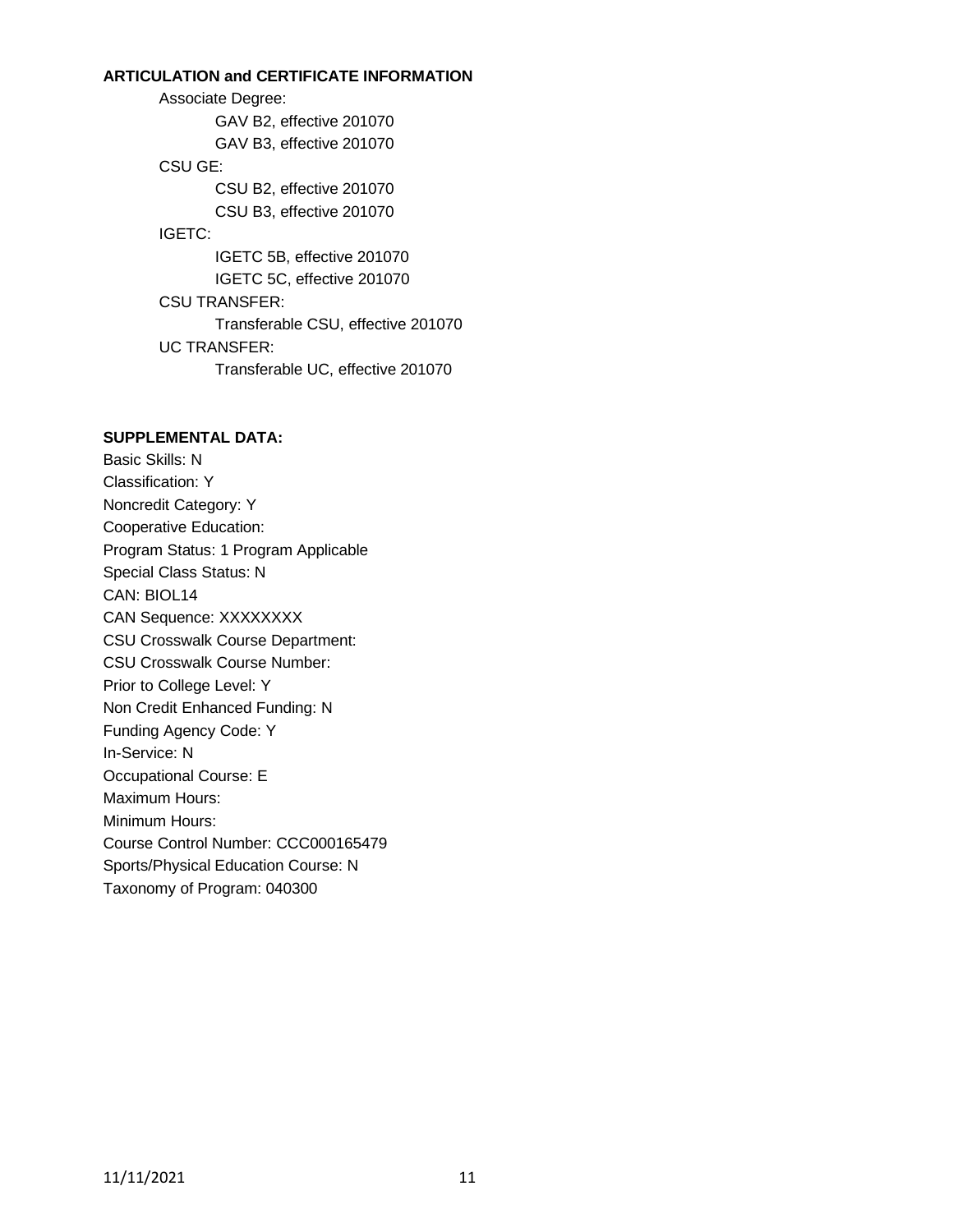**ARTICULATION and CERTIFICATE INFORMATION**

Associate Degree:

- GAV B2, effective 201070
- GAV B3, effective 201070

CSU GE:

- CSU B2, effective 201070
- CSU B3, effective 201070

IGETC:

- IGETC 5B, effective 201070
- IGETC 5C, effective 201070

CSU TRANSFER:

- Transferable CSU, effective 201070

UC TRANSFER:

- Transferable UC, effective 201070

**SUPPLEMENTAL DATA:**

Basic Skills: N
Classification: Y
Noncredit Category: Y
Cooperative Education:
Program Status: 1 Program Applicable
Special Class Status: N
CAN: BIOL14
CAN Sequence: XXXXXXXX
CSU Crosswalk Course Department:
CSU Crosswalk Course Number:
Prior to College Level: Y
Non Credit Enhanced Funding: N
Funding Agency Code: Y
In-Service: N
Occupational Course: E
Maximum Hours:
Minimum Hours:
Course Control Number: CCC000165479
Sports/Physical Education Course: N
Taxonomy of Program: 040300